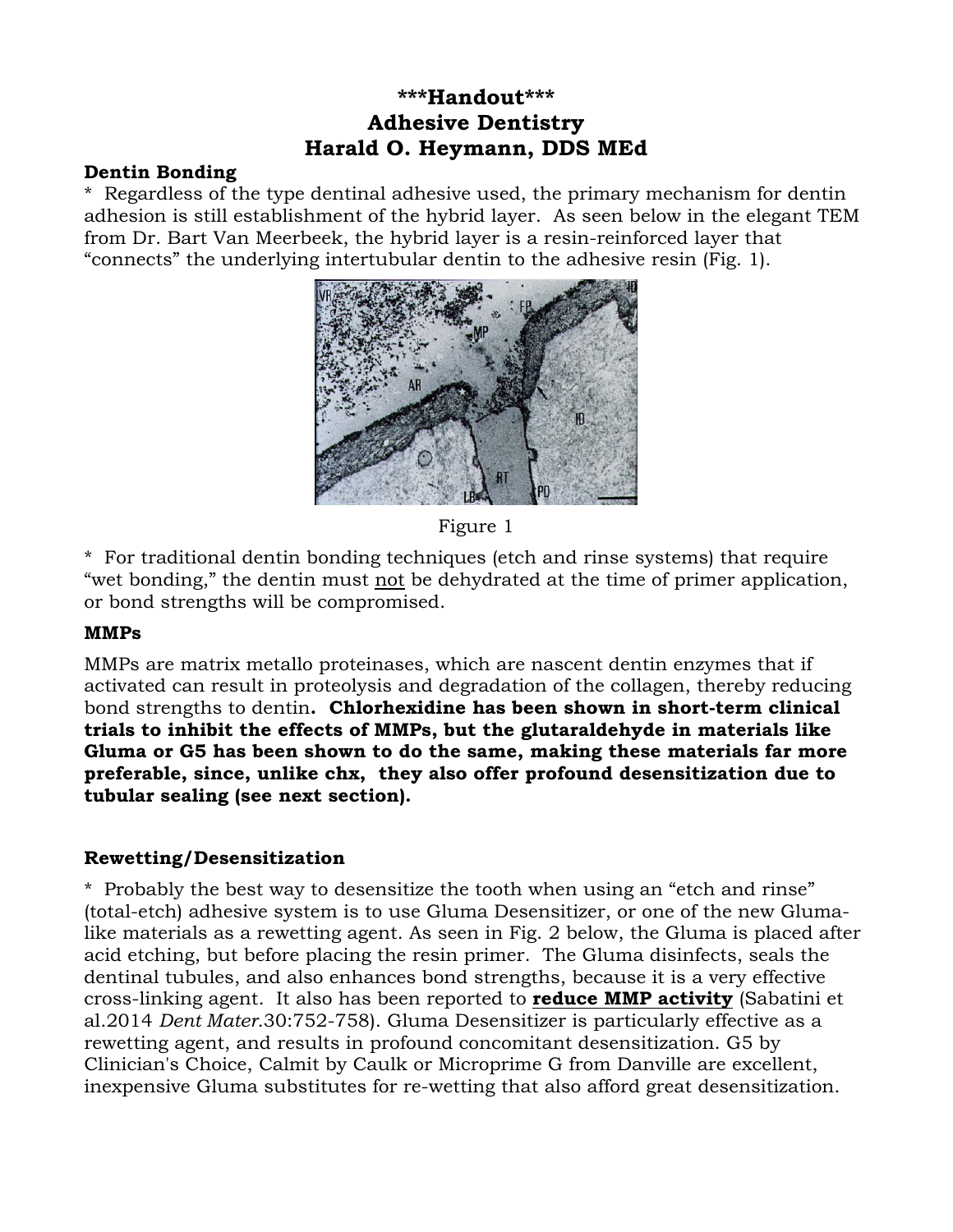# \*\*\*Handout\*\*\*
# Adhesive Dentistry
# Harald O. Heymann, DDS MEd

**Dentin Bonding**

\* Regardless of the type dentinal adhesive used, the primary mechanism for dentin adhesion is still establishment of the hybrid layer. As seen below in the elegant TEM from Dr. Bart Van Meerbeek, the hybrid layer is a resin-reinforced layer that “connects” the underlying intertubular dentin to the adhesive resin (Fig. 1).

Figure 1

\* For traditional dentin bonding techniques (etch and rinse systems) that require “wet bonding,” the dentin must <u>not</u> be dehydrated at the time of primer application, or bond strengths will be compromised.

**MMPs**

MMPs are matrix metallo proteinases, which are nascent dentin enzymes that if activated can result in proteolysis and degradation of the collagen, thereby reducing bond strengths to dentin**. Chlorhexidine has been shown in short-term clinical trials to inhibit the effects of MMPs, but the glutaraldehyde in materials like Gluma or G5 has been shown to do the same, making these materials far more preferable, since, unlike chx, they also offer profound desensitization due to tubular sealing (see next section).**

**Rewetting/Desensitization**

\* Probably the best way to desensitize the tooth when using an “etch and rinse” (total-etch) adhesive system is to use Gluma Desensitizer, or one of the new Gluma-like materials as a rewetting agent. As seen in Fig. 2 below, the Gluma is placed after acid etching, but before placing the resin primer. The Gluma disinfects, seals the dentinal tubules, and also enhances bond strengths, because it is a very effective cross-linking agent. It also has been reported to **<u>reduce MMP activity</u>** (Sabatini et al.2014 *Dent Mater.*30:752-758). Gluma Desensitizer is particularly effective as a rewetting agent, and results in profound concomitant desensitization. G5 by Clinician's Choice, Calmit by Caulk or Microprime G from Danville are excellent, inexpensive Gluma substitutes for re-wetting that also afford great desensitization.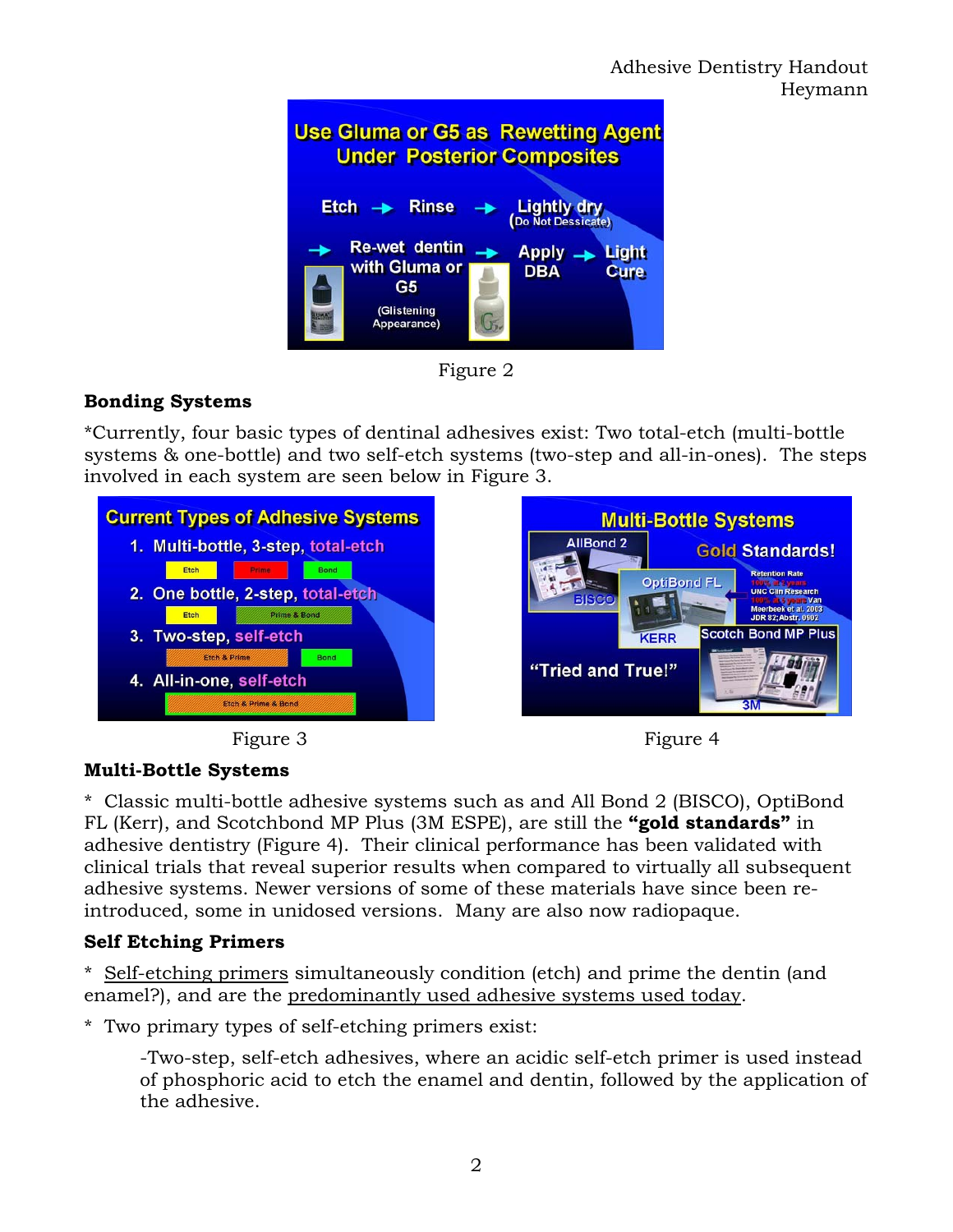Figure 2

### Bonding Systems

*Currently, four basic types of dentinal adhesives exist: Two total-etch (multi-bottle systems & one-bottle) and two self-etch systems (two-step and all-in-ones). The steps involved in each system are seen below in Figure 3.

Figure 3

Figure 4

### Multi-Bottle Systems

* Classic multi-bottle adhesive systems such as and All Bond 2 (BISCO), OptiBond FL (Kerr), and Scotchbond MP Plus (3M ESPE), are still the **"gold standards"** in adhesive dentistry (Figure 4). Their clinical performance has been validated with clinical trials that reveal superior results when compared to virtually all subsequent adhesive systems. Newer versions of some of these materials have since been re-introduced, some in unidosed versions. Many are also now radiopaque.

### Self Etching Primers

* Self-etching primers simultaneously condition (etch) and prime the dentin (and enamel?), and are the predominantly used adhesive systems used today.

* Two primary types of self-etching primers exist:

-Two-step, self-etch adhesives, where an acidic self-etch primer is used instead of phosphoric acid to etch the enamel and dentin, followed by the application of the adhesive.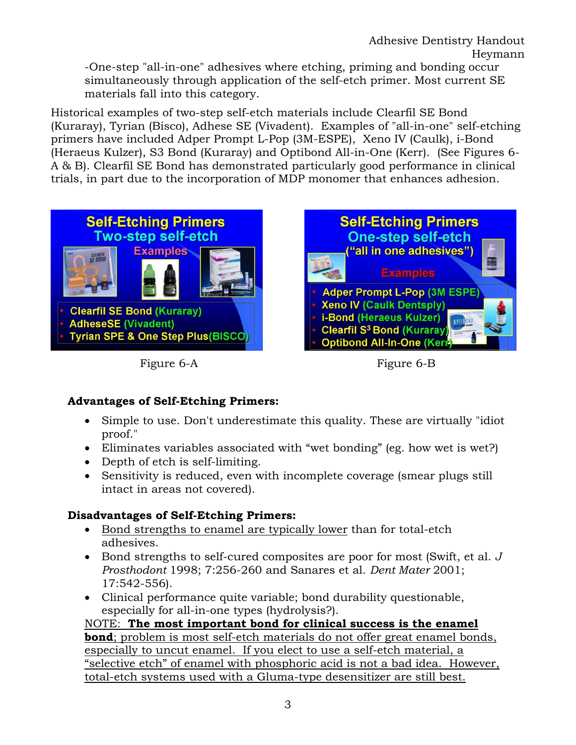-One-step "all-in-one" adhesives where etching, priming and bonding occur simultaneously through application of the self-etch primer. Most current SE materials fall into this category.

Historical examples of two-step self-etch materials include Clearfil SE Bond (Kuraray), Tyrian (Bisco), Adhese SE (Vivadent). Examples of "all-in-one" self-etching primers have included Adper Prompt L-Pop (3M-ESPE), Xeno IV (Caulk), i-Bond (Heraeus Kulzer), S3 Bond (Kuraray) and Optibond All-in-One (Kerr). (See Figures 6-A & B). Clearfil SE Bond has demonstrated particularly good performance in clinical trials, in part due to the incorporation of MDP monomer that enhances adhesion.

**Self-Etching Primers**
**Two-step self-etch**
Examples
- Clearfil SE Bond (Kuraray)
- AdheseSE (Vivadent)
- Tyrian SPE & One Step Plus(BISCO)

Figure 6-A

**Self-Etching Primers**
**One-step self-etch**
("all in one adhesives")
Examples
- Adper Prompt L-Pop (3M ESPE)
- Xeno IV (Caulk Dentsply)
- i-Bond (Heraeus Kulzer)
- Clearfil S$^3$ Bond (Kuraray)
- Optibond All-In-One (Kerr)

Figure 6-B

**Advantages of Self-Etching Primers:**

- Simple to use. Don't underestimate this quality. These are virtually "idiot proof."
- Eliminates variables associated with "wet bonding" (eg. how wet is wet?)
- Depth of etch is self-limiting.
- Sensitivity is reduced, even with incomplete coverage (smear plugs still intact in areas not covered).

**Disadvantages of Self-Etching Primers:**

- Bond strengths to enamel are typically lower than for total-etch adhesives.
- Bond strengths to self-cured composites are poor for most (Swift, et al. *J Prosthodont* 1998; 7:256-260 and Sanares et al. *Dent Mater* 2001; 17:542-556).
- Clinical performance quite variable; bond durability questionable, especially for all-in-one types (hydrolysis?).

NOTE: **The most important bond for clinical success is the enamel bond**; problem is most self-etch materials do not offer great enamel bonds, especially to uncut enamel. If you elect to use a self-etch material, a "selective etch" of enamel with phosphoric acid is not a bad idea. However, total-etch systems used with a Gluma-type desensitizer are still best.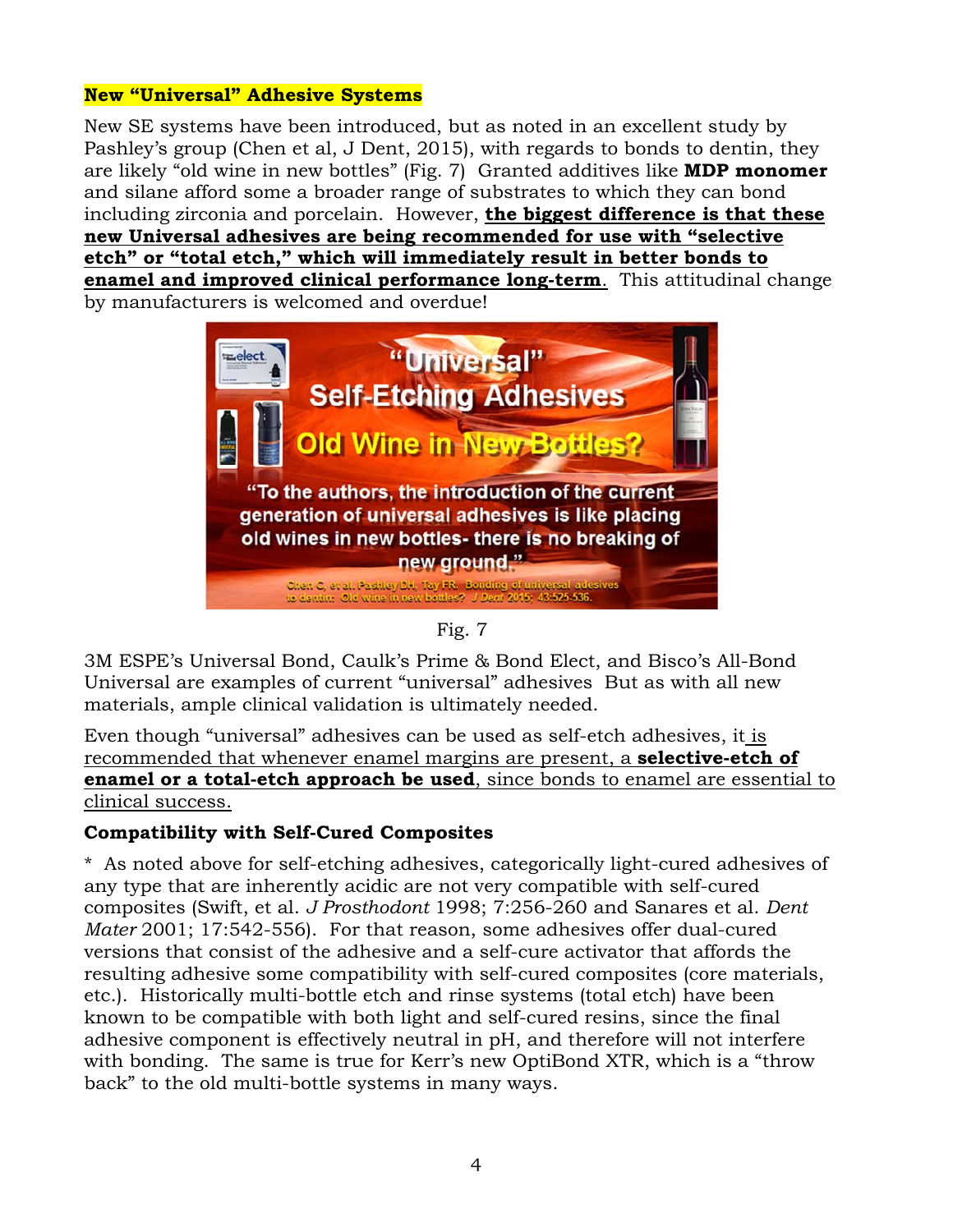**New "Universal" Adhesive Systems**

New SE systems have been introduced, but as noted in an excellent study by Pashley's group (Chen et al, J Dent, 2015), with regards to bonds to dentin, they are likely "old wine in new bottles" (Fig. 7) Granted additives like **MDP monomer** and silane afford some a broader range of substrates to which they can bond including zirconia and porcelain. However, **the biggest difference is that these new Universal adhesives are being recommended for use with "selective etch" or "total etch," which will immediately result in better bonds to enamel and improved clinical performance long-term**. This attitudinal change by manufacturers is welcomed and overdue!

Fig. 7

3M ESPE's Universal Bond, Caulk's Prime & Bond Elect, and Bisco's All-Bond Universal are examples of current "universal" adhesives But as with all new materials, ample clinical validation is ultimately needed.

Even though "universal" adhesives can be used as self-etch adhesives, it is recommended that whenever enamel margins are present, a **selective-etch of enamel or a total-etch approach be used**, since bonds to enamel are essential to clinical success.

**Compatibility with Self-Cured Composites**

* As noted above for self-etching adhesives, categorically light-cured adhesives of any type that are inherently acidic are not very compatible with self-cured composites (Swift, et al. *J Prosthodont* 1998; 7:256-260 and Sanares et al. *Dent Mater* 2001; 17:542-556). For that reason, some adhesives offer dual-cured versions that consist of the adhesive and a self-cure activator that affords the resulting adhesive some compatibility with self-cured composites (core materials, etc.). Historically multi-bottle etch and rinse systems (total etch) have been known to be compatible with both light and self-cured resins, since the final adhesive component is effectively neutral in pH, and therefore will not interfere with bonding. The same is true for Kerr's new OptiBond XTR, which is a "throw back" to the old multi-bottle systems in many ways.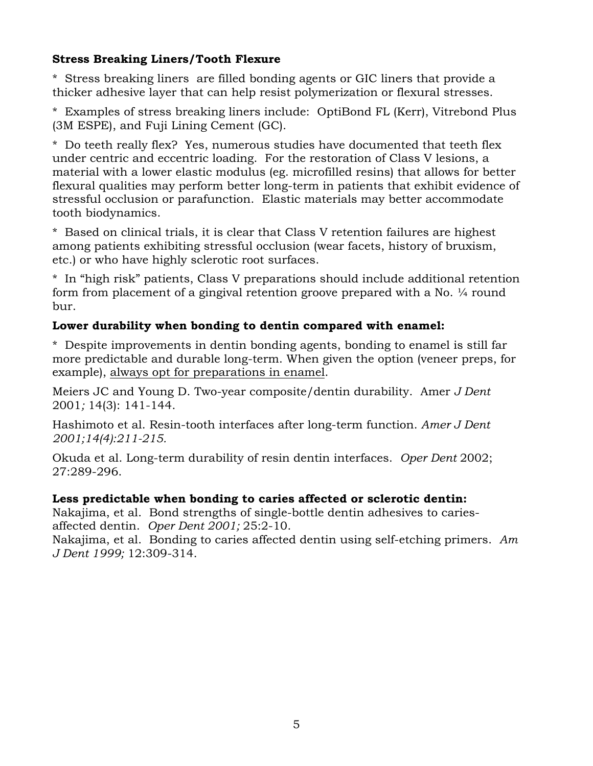**Stress Breaking Liners/Tooth Flexure**

* Stress breaking liners are filled bonding agents or GIC liners that provide a thicker adhesive layer that can help resist polymerization or flexural stresses.

* Examples of stress breaking liners include: OptiBond FL (Kerr), Vitrebond Plus (3M ESPE), and Fuji Lining Cement (GC).

* Do teeth really flex? Yes, numerous studies have documented that teeth flex under centric and eccentric loading. For the restoration of Class V lesions, a material with a lower elastic modulus (eg. microfilled resins) that allows for better flexural qualities may perform better long-term in patients that exhibit evidence of stressful occlusion or parafunction. Elastic materials may better accommodate tooth biodynamics.

* Based on clinical trials, it is clear that Class V retention failures are highest among patients exhibiting stressful occlusion (wear facets, history of bruxism, etc.) or who have highly sclerotic root surfaces.

* In "high risk" patients, Class V preparations should include additional retention form from placement of a gingival retention groove prepared with a No. ¼ round bur.

**Lower durability when bonding to dentin compared with enamel:**

* Despite improvements in dentin bonding agents, bonding to enamel is still far more predictable and durable long-term. When given the option (veneer preps, for example), <u>always opt for preparations in enamel</u>.

Meiers JC and Young D. Two-year composite/dentin durability. Amer *J Dent* 2001*;* 14(3): 141-144.

Hashimoto et al. Resin-tooth interfaces after long-term function. *Amer J Dent 2001;14(4):211-215.*

Okuda et al. Long-term durability of resin dentin interfaces. *Oper Dent* 2002; 27:289-296.

**Less predictable when bonding to caries affected or sclerotic dentin:**

Nakajima, et al. Bond strengths of single-bottle dentin adhesives to caries-affected dentin. *Oper Dent 2001;* 25:2-10.

Nakajima, et al. Bonding to caries affected dentin using self-etching primers. *Am J Dent 1999;* 12:309-314.